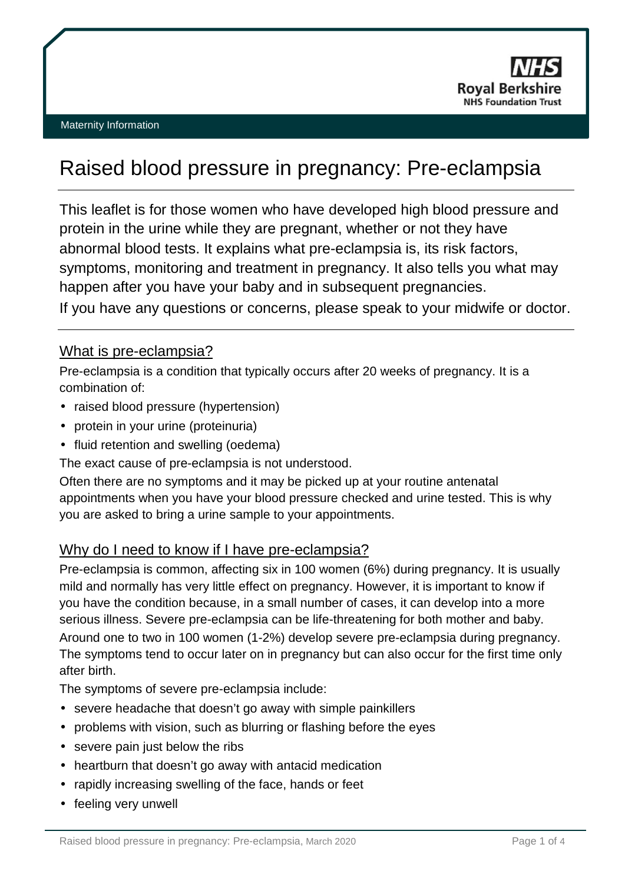NHS
Royal Berkshire
NHS Foundation Trust

Maternity Information

# Raised blood pressure in pregnancy: Pre-eclampsia

This leaflet is for those women who have developed high blood pressure and protein in the urine while they are pregnant, whether or not they have abnormal blood tests. It explains what pre-eclampsia is, its risk factors, symptoms, monitoring and treatment in pregnancy. It also tells you what may happen after you have your baby and in subsequent pregnancies.

If you have any questions or concerns, please speak to your midwife or doctor.

## What is pre-eclampsia?

Pre-eclampsia is a condition that typically occurs after 20 weeks of pregnancy. It is a combination of:

- raised blood pressure (hypertension)
- protein in your urine (proteinuria)
- fluid retention and swelling (oedema)

The exact cause of pre-eclampsia is not understood.

Often there are no symptoms and it may be picked up at your routine antenatal appointments when you have your blood pressure checked and urine tested. This is why you are asked to bring a urine sample to your appointments.

## Why do I need to know if I have pre-eclampsia?

Pre-eclampsia is common, affecting six in 100 women (6%) during pregnancy. It is usually mild and normally has very little effect on pregnancy. However, it is important to know if you have the condition because, in a small number of cases, it can develop into a more serious illness. Severe pre-eclampsia can be life-threatening for both mother and baby.

Around one to two in 100 women (1-2%) develop severe pre-eclampsia during pregnancy. The symptoms tend to occur later on in pregnancy but can also occur for the first time only after birth.

The symptoms of severe pre-eclampsia include:

- severe headache that doesn't go away with simple painkillers
- problems with vision, such as blurring or flashing before the eyes
- severe pain just below the ribs
- heartburn that doesn't go away with antacid medication
- rapidly increasing swelling of the face, hands or feet
- feeling very unwell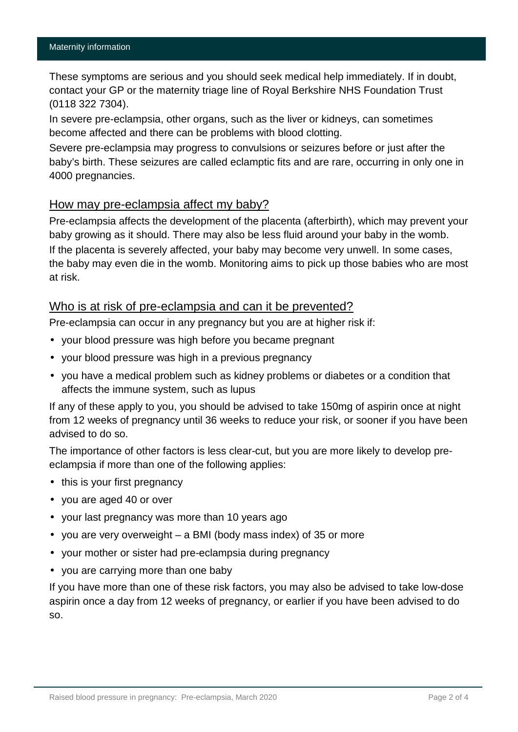These symptoms are serious and you should seek medical help immediately. If in doubt, contact your GP or the maternity triage line of Royal Berkshire NHS Foundation Trust (0118 322 7304).

In severe pre-eclampsia, other organs, such as the liver or kidneys, can sometimes become affected and there can be problems with blood clotting.

Severe pre-eclampsia may progress to convulsions or seizures before or just after the baby's birth. These seizures are called eclamptic fits and are rare, occurring in only one in 4000 pregnancies.

## How may pre-eclampsia affect my baby?

Pre-eclampsia affects the development of the placenta (afterbirth), which may prevent your baby growing as it should. There may also be less fluid around your baby in the womb.

If the placenta is severely affected, your baby may become very unwell. In some cases, the baby may even die in the womb. Monitoring aims to pick up those babies who are most at risk.

## Who is at risk of pre-eclampsia and can it be prevented?

Pre-eclampsia can occur in any pregnancy but you are at higher risk if:

- your blood pressure was high before you became pregnant
- your blood pressure was high in a previous pregnancy
- you have a medical problem such as kidney problems or diabetes or a condition that affects the immune system, such as lupus

If any of these apply to you, you should be advised to take 150mg of aspirin once at night from 12 weeks of pregnancy until 36 weeks to reduce your risk, or sooner if you have been advised to do so.

The importance of other factors is less clear-cut, but you are more likely to develop pre-eclampsia if more than one of the following applies:

- this is your first pregnancy
- you are aged 40 or over
- your last pregnancy was more than 10 years ago
- you are very overweight – a BMI (body mass index) of 35 or more
- your mother or sister had pre-eclampsia during pregnancy
- you are carrying more than one baby

If you have more than one of these risk factors, you may also be advised to take low-dose aspirin once a day from 12 weeks of pregnancy, or earlier if you have been advised to do so.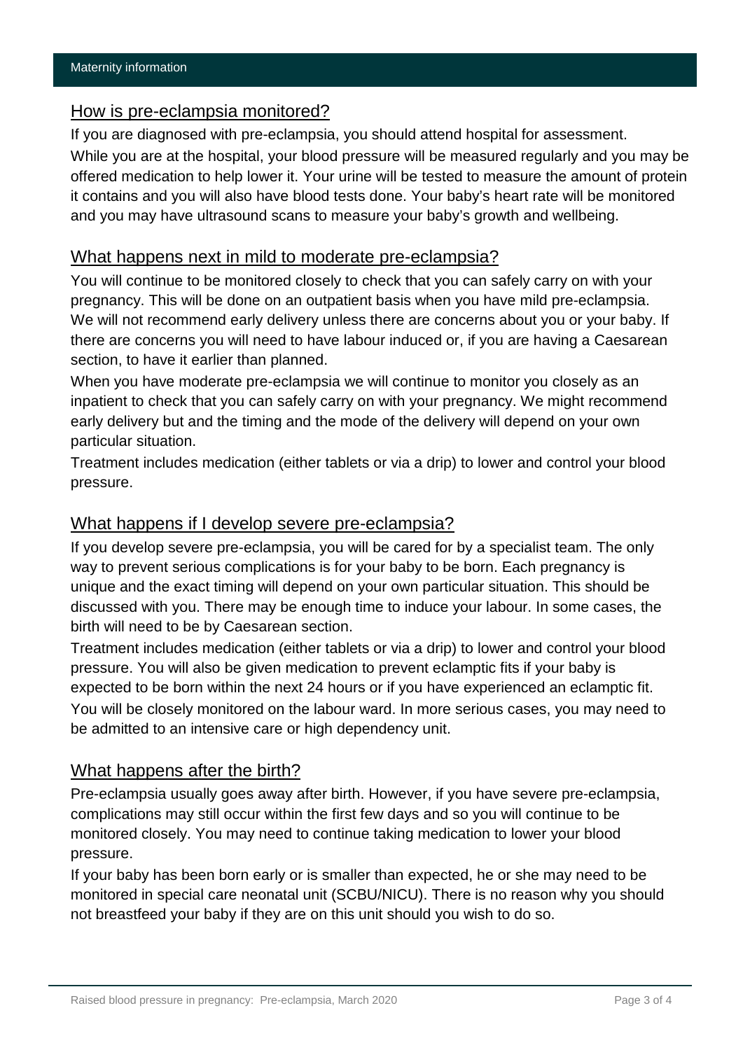## How is pre-eclampsia monitored?

If you are diagnosed with pre-eclampsia, you should attend hospital for assessment.

While you are at the hospital, your blood pressure will be measured regularly and you may be offered medication to help lower it. Your urine will be tested to measure the amount of protein it contains and you will also have blood tests done. Your baby's heart rate will be monitored and you may have ultrasound scans to measure your baby's growth and wellbeing.

## What happens next in mild to moderate pre-eclampsia?

You will continue to be monitored closely to check that you can safely carry on with your pregnancy. This will be done on an outpatient basis when you have mild pre-eclampsia. We will not recommend early delivery unless there are concerns about you or your baby. If there are concerns you will need to have labour induced or, if you are having a Caesarean section, to have it earlier than planned.

When you have moderate pre-eclampsia we will continue to monitor you closely as an inpatient to check that you can safely carry on with your pregnancy. We might recommend early delivery but and the timing and the mode of the delivery will depend on your own particular situation.

Treatment includes medication (either tablets or via a drip) to lower and control your blood pressure.

## What happens if I develop severe pre-eclampsia?

If you develop severe pre-eclampsia, you will be cared for by a specialist team. The only way to prevent serious complications is for your baby to be born. Each pregnancy is unique and the exact timing will depend on your own particular situation. This should be discussed with you. There may be enough time to induce your labour. In some cases, the birth will need to be by Caesarean section.

Treatment includes medication (either tablets or via a drip) to lower and control your blood pressure. You will also be given medication to prevent eclamptic fits if your baby is expected to be born within the next 24 hours or if you have experienced an eclamptic fit.

You will be closely monitored on the labour ward. In more serious cases, you may need to be admitted to an intensive care or high dependency unit.

## What happens after the birth?

Pre-eclampsia usually goes away after birth. However, if you have severe pre-eclampsia, complications may still occur within the first few days and so you will continue to be monitored closely. You may need to continue taking medication to lower your blood pressure.

If your baby has been born early or is smaller than expected, he or she may need to be monitored in special care neonatal unit (SCBU/NICU). There is no reason why you should not breastfeed your baby if they are on this unit should you wish to do so.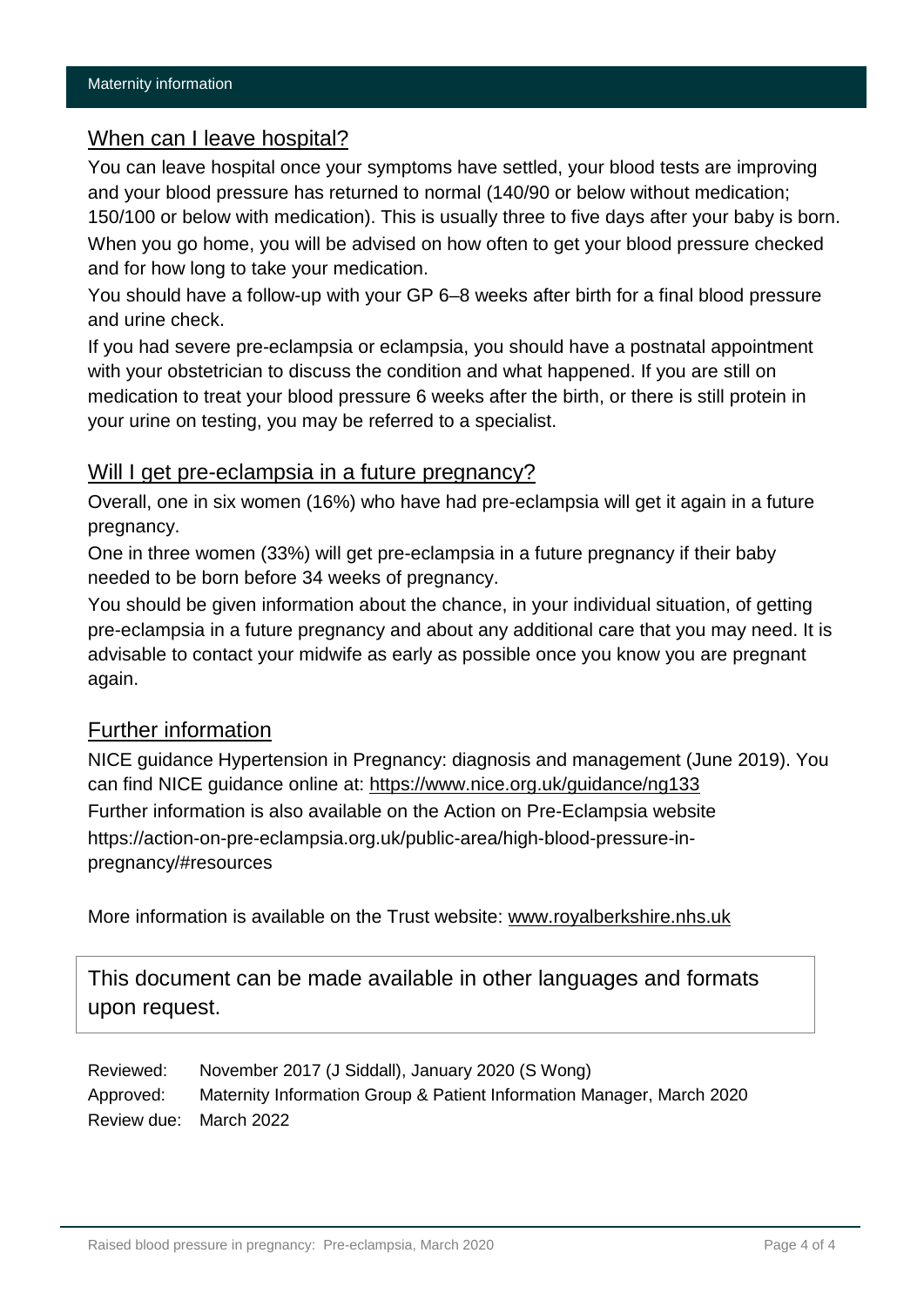## When can I leave hospital?

You can leave hospital once your symptoms have settled, your blood tests are improving and your blood pressure has returned to normal (140/90 or below without medication; 150/100 or below with medication). This is usually three to five days after your baby is born.

When you go home, you will be advised on how often to get your blood pressure checked and for how long to take your medication.

You should have a follow-up with your GP 6–8 weeks after birth for a final blood pressure and urine check.

If you had severe pre-eclampsia or eclampsia, you should have a postnatal appointment with your obstetrician to discuss the condition and what happened. If you are still on medication to treat your blood pressure 6 weeks after the birth, or there is still protein in your urine on testing, you may be referred to a specialist.

## Will I get pre-eclampsia in a future pregnancy?

Overall, one in six women (16%) who have had pre-eclampsia will get it again in a future pregnancy.

One in three women (33%) will get pre-eclampsia in a future pregnancy if their baby needed to be born before 34 weeks of pregnancy.

You should be given information about the chance, in your individual situation, of getting pre-eclampsia in a future pregnancy and about any additional care that you may need. It is advisable to contact your midwife as early as possible once you know you are pregnant again.

## Further information

NICE guidance Hypertension in Pregnancy: diagnosis and management (June 2019). You can find NICE guidance online at: https://www.nice.org.uk/guidance/ng133

Further information is also available on the Action on Pre-Eclampsia website https://action-on-pre-eclampsia.org.uk/public-area/high-blood-pressure-in-pregnancy/#resources

More information is available on the Trust website: www.royalberkshire.nhs.uk

This document can be made available in other languages and formats upon request.

Reviewed: November 2017 (J Siddall), January 2020 (S Wong)
Approved: Maternity Information Group & Patient Information Manager, March 2020
Review due: March 2022